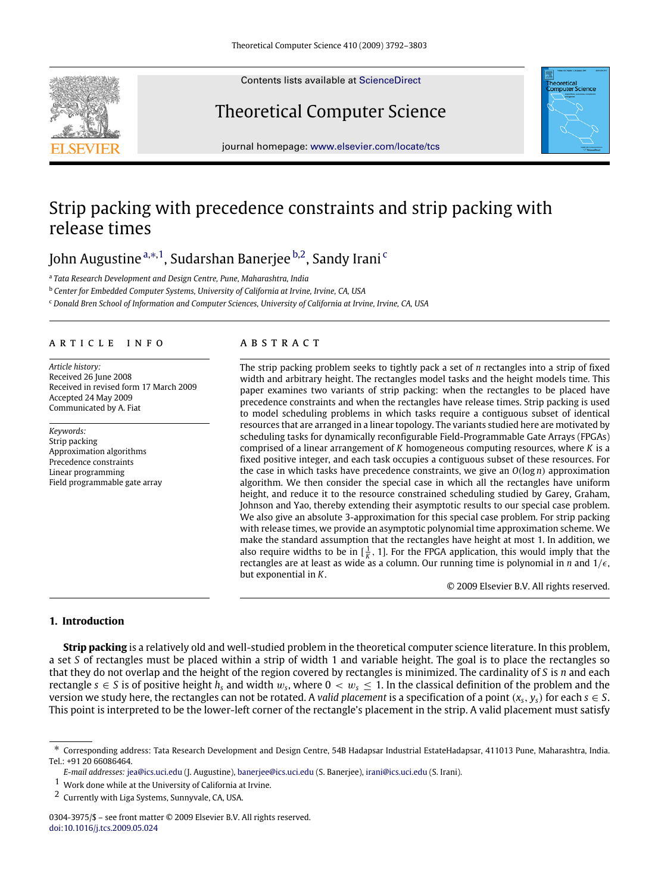# Strip packing with precedence constraints and strip packing with release times

John Augustine[a,*,1], Sudarshan Banerjee[b,2], Sandy Irani[c]

[a] Tata Research Development and Design Centre, Pune, Maharashtra, India

[b] Center for Embedded Computer Systems, University of California at Irvine, Irvine, CA, USA

[c] Donald Bren School of Information and Computer Sciences, University of California at Irvine, Irvine, CA, USA

## ARTICLE INFO

*Article history:*
Received 26 June 2008
Received in revised form 17 March 2009
Accepted 24 May 2009
Communicated by A. Fiat

*Keywords:*
Strip packing
Approximation algorithms
Precedence constraints
Linear programming
Field programmable gate array

## ABSTRACT

The strip packing problem seeks to tightly pack a set of $n$ rectangles into a strip of fixed width and arbitrary height. The rectangles model tasks and the height models time. This paper examines two variants of strip packing: when the rectangles to be placed have precedence constraints and when the rectangles have release times. Strip packing is used to model scheduling problems in which tasks require a contiguous subset of identical resources that are arranged in a linear topology. The variants studied here are motivated by scheduling tasks for dynamically reconfigurable Field-Programmable Gate Arrays (FPGAs) comprised of a linear arrangement of $K$ homogeneous computing resources, where $K$ is a fixed positive integer, and each task occupies a contiguous subset of these resources. For the case in which tasks have precedence constraints, we give an $O(\log n)$ approximation algorithm. We then consider the special case in which all the rectangles have uniform height, and reduce it to the resource constrained scheduling studied by Garey, Graham, Johnson and Yao, thereby extending their asymptotic results to our special case problem. We also give an absolute 3-approximation for this special case problem. For strip packing with release times, we provide an asymptotic polynomial time approximation scheme. We make the standard assumption that the rectangles have height at most 1. In addition, we also require widths to be in $[\frac{1}{K}, 1]$. For the FPGA application, this would imply that the rectangles are at least as wide as a column. Our running time is polynomial in $n$ and $1/\epsilon$, but exponential in $K$.

© 2009 Elsevier B.V. All rights reserved.

## 1. Introduction

**Strip packing** is a relatively old and well-studied problem in the theoretical computer science literature. In this problem, a set $S$ of rectangles must be placed within a strip of width 1 and variable height. The goal is to place the rectangles so that they do not overlap and the height of the region covered by rectangles is minimized. The cardinality of $S$ is $n$ and each rectangle $s \in S$ is of positive height $h_s$ and width $w_s$, where $0 < w_s \leq 1$. In the classical definition of the problem and the version we study here, the rectangles can not be rotated. A *valid placement* is a specification of a point $(x_s, y_s)$ for each $s \in S$. This point is interpreted to be the lower-left corner of the rectangle's placement in the strip. A valid placement must satisfy

---

* Corresponding address: Tata Research Development and Design Centre, 54B Hadapsar Industrial EstateHadapsar, 411013 Pune, Maharashtra, India. Tel.: +91 20 66086464.

*E-mail addresses:* jea@ics.uci.edu (J. Augustine), banerjee@ics.uci.edu (S. Banerjee), irani@ics.uci.edu (S. Irani).

[1] Work done while at the University of California at Irvine.

[2] Currently with Liga Systems, Sunnyvale, CA, USA.

0304-3975/$ – see front matter © 2009 Elsevier B.V. All rights reserved.
doi:10.1016/j.tcs.2009.05.024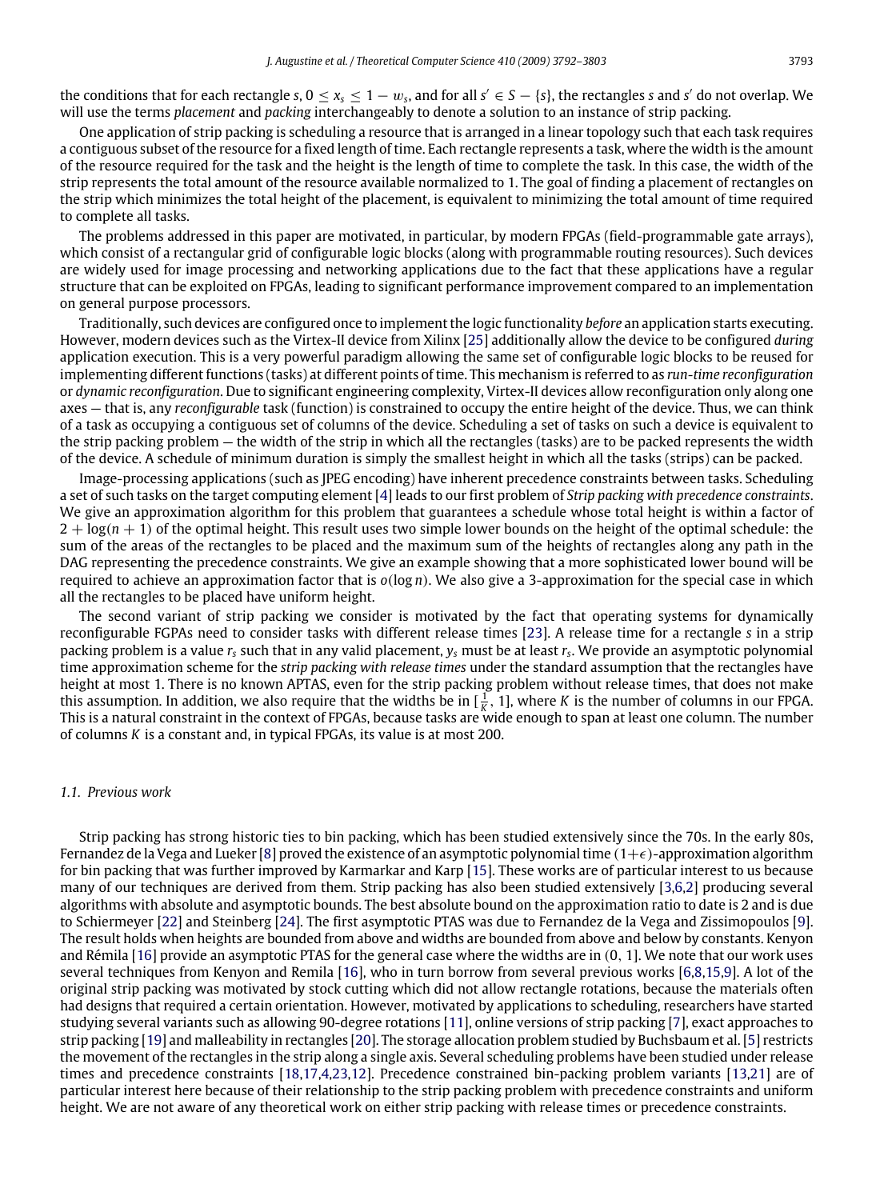the conditions that for each rectangle $s$, $0 \leq x_s \leq 1 - w_s$, and for all $s' \in S - \{s\}$, the rectangles $s$ and $s'$ do not overlap. We will use the terms *placement* and *packing* interchangeably to denote a solution to an instance of strip packing.

One application of strip packing is scheduling a resource that is arranged in a linear topology such that each task requires a contiguous subset of the resource for a fixed length of time. Each rectangle represents a task, where the width is the amount of the resource required for the task and the height is the length of time to complete the task. In this case, the width of the strip represents the total amount of the resource available normalized to 1. The goal of finding a placement of rectangles on the strip which minimizes the total height of the placement, is equivalent to minimizing the total amount of time required to complete all tasks.

The problems addressed in this paper are motivated, in particular, by modern FPGAs (field-programmable gate arrays), which consist of a rectangular grid of configurable logic blocks (along with programmable routing resources). Such devices are widely used for image processing and networking applications due to the fact that these applications have a regular structure that can be exploited on FPGAs, leading to significant performance improvement compared to an implementation on general purpose processors.

Traditionally, such devices are configured once to implement the logic functionality *before* an application starts executing. However, modern devices such as the Virtex-II device from Xilinx [25] additionally allow the device to be configured *during* application execution. This is a very powerful paradigm allowing the same set of configurable logic blocks to be reused for implementing different functions (tasks) at different points of time. This mechanism is referred to as *run-time reconfiguration* or *dynamic reconfiguration*. Due to significant engineering complexity, Virtex-II devices allow reconfiguration only along one axes — that is, any *reconfigurable* task (function) is constrained to occupy the entire height of the device. Thus, we can think of a task as occupying a contiguous set of columns of the device. Scheduling a set of tasks on such a device is equivalent to the strip packing problem — the width of the strip in which all the rectangles (tasks) are to be packed represents the width of the device. A schedule of minimum duration is simply the smallest height in which all the tasks (strips) can be packed.

Image-processing applications (such as JPEG encoding) have inherent precedence constraints between tasks. Scheduling a set of such tasks on the target computing element [4] leads to our first problem of *Strip packing with precedence constraints*. We give an approximation algorithm for this problem that guarantees a schedule whose total height is within a factor of $2 + \log(n + 1)$ of the optimal height. This result uses two simple lower bounds on the height of the optimal schedule: the sum of the areas of the rectangles to be placed and the maximum sum of the heights of rectangles along any path in the DAG representing the precedence constraints. We give an example showing that a more sophisticated lower bound will be required to achieve an approximation factor that is $o(\log n)$. We also give a 3-approximation for the special case in which all the rectangles to be placed have uniform height.

The second variant of strip packing we consider is motivated by the fact that operating systems for dynamically reconfigurable FGPAs need to consider tasks with different release times [23]. A release time for a rectangle $s$ in a strip packing problem is a value $r_s$ such that in any valid placement, $y_s$ must be at least $r_s$. We provide an asymptotic polynomial time approximation scheme for the *strip packing with release times* under the standard assumption that the rectangles have height at most 1. There is no known APTAS, even for the strip packing problem without release times, that does not make this assumption. In addition, we also require that the widths be in $[\frac{1}{K}, 1]$, where $K$ is the number of columns in our FPGA. This is a natural constraint in the context of FPGAs, because tasks are wide enough to span at least one column. The number of columns $K$ is a constant and, in typical FPGAs, its value is at most 200.

### 1.1. Previous work

Strip packing has strong historic ties to bin packing, which has been studied extensively since the 70s. In the early 80s, Fernandez de la Vega and Lueker [8] proved the existence of an asymptotic polynomial time $(1+\epsilon)$-approximation algorithm for bin packing that was further improved by Karmarkar and Karp [15]. These works are of particular interest to us because many of our techniques are derived from them. Strip packing has also been studied extensively [3,6,2] producing several algorithms with absolute and asymptotic bounds. The best absolute bound on the approximation ratio to date is 2 and is due to Schiermeyer [22] and Steinberg [24]. The first asymptotic PTAS was due to Fernandez de la Vega and Zissimopoulos [9]. The result holds when heights are bounded from above and widths are bounded from above and below by constants. Kenyon and Rémila [16] provide an asymptotic PTAS for the general case where the widths are in $(0, 1]$. We note that our work uses several techniques from Kenyon and Remila [16], who in turn borrow from several previous works [6,8,15,9]. A lot of the original strip packing was motivated by stock cutting which did not allow rectangle rotations, because the materials often had designs that required a certain orientation. However, motivated by applications to scheduling, researchers have started studying several variants such as allowing 90-degree rotations [11], online versions of strip packing [7], exact approaches to strip packing [19] and malleability in rectangles [20]. The storage allocation problem studied by Buchsbaum et al. [5] restricts the movement of the rectangles in the strip along a single axis. Several scheduling problems have been studied under release times and precedence constraints [18,17,4,23,12]. Precedence constrained bin-packing problem variants [13,21] are of particular interest here because of their relationship to the strip packing problem with precedence constraints and uniform height. We are not aware of any theoretical work on either strip packing with release times or precedence constraints.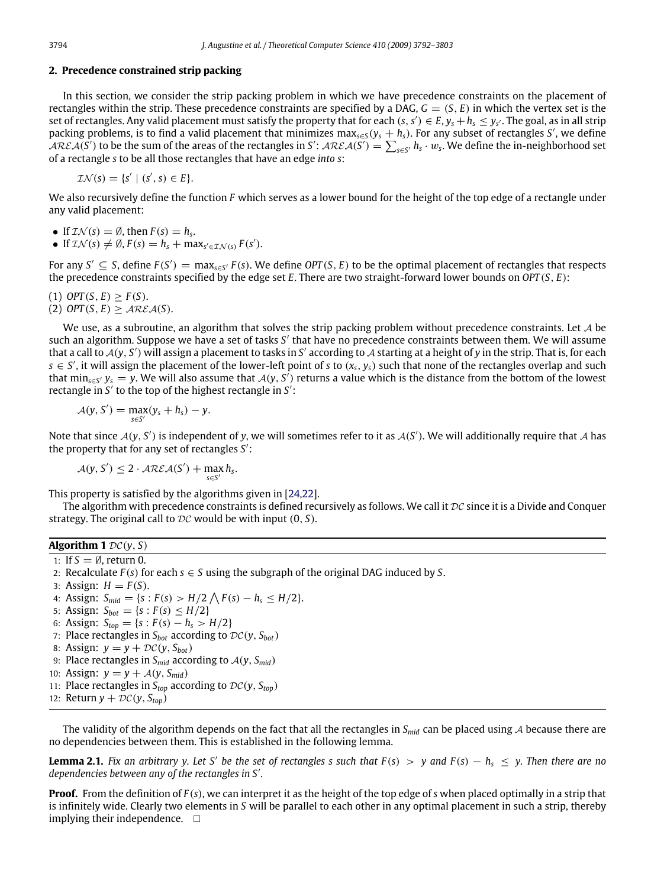## 2. Precedence constrained strip packing

In this section, we consider the strip packing problem in which we have precedence constraints on the placement of rectangles within the strip. These precedence constraints are specified by a DAG, $G = (S, E)$ in which the vertex set is the set of rectangles. Any valid placement must satisfy the property that for each $(s, s') \in E$, $y_s + h_s \leq y_{s'}$. The goal, as in all strip packing problems, is to find a valid placement that minimizes $\max_{s \in S}(y_s + h_s)$. For any subset of rectangles $S'$, we define $\mathcal{AREA}(S')$ to be the sum of the areas of the rectangles in $S'$: $\mathcal{AREA}(S') = \sum_{s \in S'} h_s \cdot w_s$. We define the in-neighborhood set of a rectangle $s$ to be all those rectangles that have an edge *into* $s$:

$$\mathcal{IN}(s) = \{s' \mid (s', s) \in E\}.$$

We also recursively define the function $F$ which serves as a lower bound for the height of the top edge of a rectangle under any valid placement:

- If $\mathcal{IN}(s) = \emptyset$, then $F(s) = h_s$.
- If $\mathcal{IN}(s) \neq \emptyset$, $F(s) = h_s + \max_{s' \in \mathcal{IN}(s)} F(s')$.

For any $S' \subseteq S$, define $F(S') = \max_{s \in S'} F(s)$. We define $OPT(S, E)$ to be the optimal placement of rectangles that respects the precedence constraints specified by the edge set $E$. There are two straight-forward lower bounds on $OPT(S, E)$:

(1) $OPT(S, E) \geq F(S)$.
(2) $OPT(S, E) \geq \mathcal{AREA}(S)$.

We use, as a subroutine, an algorithm that solves the strip packing problem without precedence constraints. Let $\mathcal{A}$ be such an algorithm. Suppose we have a set of tasks $S'$ that have no precedence constraints between them. We will assume that a call to $\mathcal{A}(y, S')$ will assign a placement to tasks in $S'$ according to $\mathcal{A}$ starting at a height of $y$ in the strip. That is, for each $s \in S'$, it will assign the placement of the lower-left point of $s$ to $(x_s, y_s)$ such that none of the rectangles overlap and such that $\min_{s \in S'} y_s = y$. We will also assume that $\mathcal{A}(y, S')$ returns a value which is the distance from the bottom of the lowest rectangle in $S'$ to the top of the highest rectangle in $S'$:

$$\mathcal{A}(y, S') = \max_{s \in S'}(y_s + h_s) - y.$$

Note that since $\mathcal{A}(y, S')$ is independent of $y$, we will sometimes refer to it as $\mathcal{A}(S')$. We will additionally require that $\mathcal{A}$ has the property that for any set of rectangles $S'$:

$$\mathcal{A}(y, S') \leq 2 \cdot \mathcal{AREA}(S') + \max_{s \in S'} h_s.$$

This property is satisfied by the algorithms given in [24,22].

The algorithm with precedence constraints is defined recursively as follows. We call it $\mathcal{DC}$ since it is a Divide and Conquer strategy. The original call to $\mathcal{DC}$ would be with input $(0, S)$.

**Algorithm 1** $\mathcal{DC}(y, S)$

1: If $S = \emptyset$, return 0.
2: Recalculate $F(s)$ for each $s \in S$ using the subgraph of the original DAG induced by $S$.
3: Assign: $H = F(S)$.
4: Assign: $S_{mid} = \{s : F(s) > H/2 \bigwedge F(s) - h_s \leq H/2\}$.
5: Assign: $S_{bot} = \{s : F(s) \leq H/2\}$
6: Assign: $S_{top} = \{s : F(s) - h_s > H/2\}$
7: Place rectangles in $S_{bot}$ according to $\mathcal{DC}(y, S_{bot})$
8: Assign: $y = y + \mathcal{DC}(y, S_{bot})$
9: Place rectangles in $S_{mid}$ according to $\mathcal{A}(y, S_{mid})$
10: Assign: $y = y + \mathcal{A}(y, S_{mid})$
11: Place rectangles in $S_{top}$ according to $\mathcal{DC}(y, S_{top})$
12: Return $y + \mathcal{DC}(y, S_{top})$

The validity of the algorithm depends on the fact that all the rectangles in $S_{mid}$ can be placed using $\mathcal{A}$ because there are no dependencies between them. This is established in the following lemma.

**Lemma 2.1.** *Fix an arbitrary $y$. Let $S'$ be the set of rectangles $s$ such that $F(s) > y$ and $F(s) - h_s \leq y$. Then there are no dependencies between any of the rectangles in $S'$.*

**Proof.** From the definition of $F(s)$, we can interpret it as the height of the top edge of $s$ when placed optimally in a strip that is infinitely wide. Clearly two elements in $S$ will be parallel to each other in any optimal placement in such a strip, thereby implying their independence. $\square$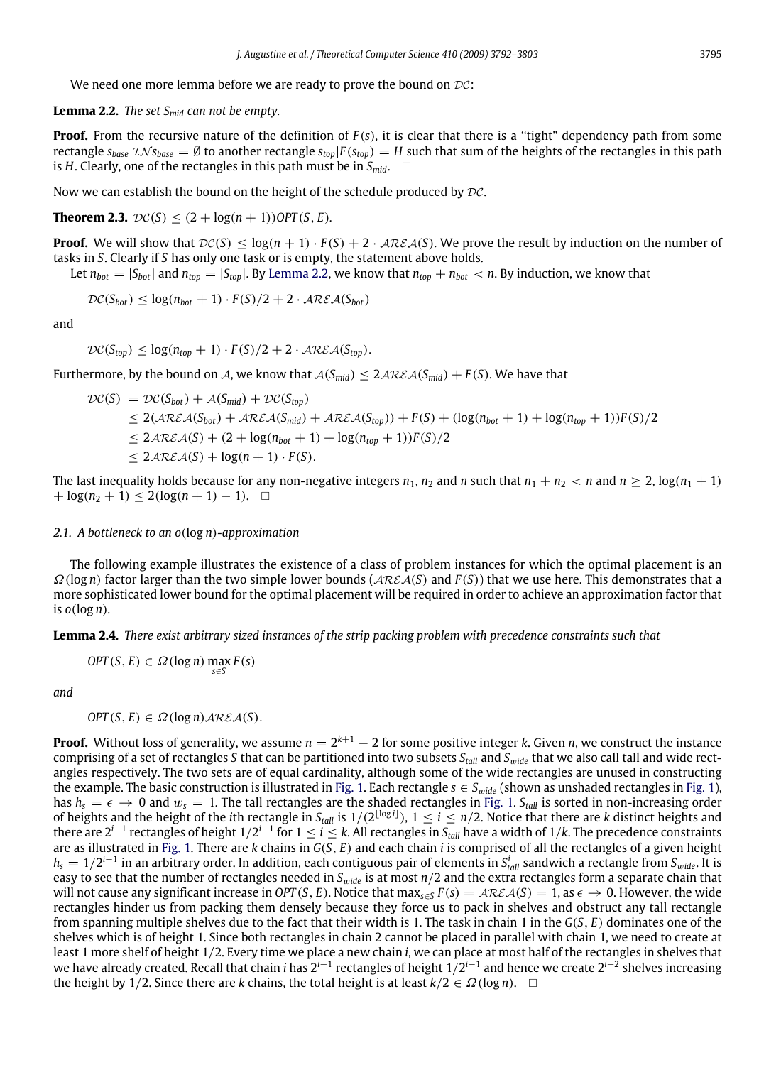We need one more lemma before we are ready to prove the bound on $\mathcal{DC}$:

**Lemma 2.2.** *The set $S_{mid}$ can not be empty.*

**Proof.** From the recursive nature of the definition of $F(s)$, it is clear that there is a "tight" dependency path from some rectangle $s_{base}|\mathcal{IN}s_{base} = \emptyset$ to another rectangle $s_{top}|F(s_{top}) = H$ such that sum of the heights of the rectangles in this path is $H$. Clearly, one of the rectangles in this path must be in $S_{mid}$. $\square$

Now we can establish the bound on the height of the schedule produced by $\mathcal{DC}$.

**Theorem 2.3.** $\mathcal{DC}(S) \leq (2 + \log(n+1))OPT(S, E)$.

**Proof.** We will show that $\mathcal{DC}(S) \leq \log(n+1) \cdot F(S) + 2 \cdot \mathcal{AREA}(S)$. We prove the result by induction on the number of tasks in $S$. Clearly if $S$ has only one task or is empty, the statement above holds.

Let $n_{bot} = |S_{bot}|$ and $n_{top} = |S_{top}|$. By Lemma 2.2, we know that $n_{top} + n_{bot} < n$. By induction, we know that

$$\mathcal{DC}(S_{bot}) \leq \log(n_{bot}+1) \cdot F(S)/2 + 2 \cdot \mathcal{AREA}(S_{bot})$$

and

$$\mathcal{DC}(S_{top}) \leq \log(n_{top}+1) \cdot F(S)/2 + 2 \cdot \mathcal{AREA}(S_{top}).$$

Furthermore, by the bound on $\mathcal{A}$, we know that $\mathcal{A}(S_{mid}) \leq 2\mathcal{AREA}(S_{mid}) + F(S)$. We have that

$$\begin{aligned}
\mathcal{DC}(S) &= \mathcal{DC}(S_{bot}) + \mathcal{A}(S_{mid}) + \mathcal{DC}(S_{top}) \\
&\leq 2(\mathcal{AREA}(S_{bot}) + \mathcal{AREA}(S_{mid}) + \mathcal{AREA}(S_{top})) + F(S) + (\log(n_{bot}+1) + \log(n_{top}+1))F(S)/2 \\
&\leq 2\mathcal{AREA}(S) + (2 + \log(n_{bot}+1) + \log(n_{top}+1))F(S)/2 \\
&\leq 2\mathcal{AREA}(S) + \log(n+1) \cdot F(S).
\end{aligned}$$

The last inequality holds because for any non-negative integers $n_1$, $n_2$ and $n$ such that $n_1 + n_2 < n$ and $n \geq 2$, $\log(n_1+1) + \log(n_2+1) \leq 2(\log(n+1) - 1)$. $\square$

### 2.1. A bottleneck to an $o(\log n)$-approximation

The following example illustrates the existence of a class of problem instances for which the optimal placement is an $\Omega(\log n)$ factor larger than the two simple lower bounds ($\mathcal{AREA}(S)$ and $F(S)$) that we use here. This demonstrates that a more sophisticated lower bound for the optimal placement will be required in order to achieve an approximation factor that is $o(\log n)$.

**Lemma 2.4.** *There exist arbitrary sized instances of the strip packing problem with precedence constraints such that*

$$OPT(S, E) \in \Omega(\log n) \max_{s \in S} F(s)$$

*and*

$$OPT(S, E) \in \Omega(\log n)\mathcal{AREA}(S).$$

**Proof.** Without loss of generality, we assume $n = 2^{k+1} - 2$ for some positive integer $k$. Given $n$, we construct the instance comprising of a set of rectangles $S$ that can be partitioned into two subsets $S_{tall}$ and $S_{wide}$ that we also call tall and wide rectangles respectively. The two sets are of equal cardinality, although some of the wide rectangles are unused in constructing the example. The basic construction is illustrated in Fig. 1. Each rectangle $s \in S_{wide}$ (shown as unshaded rectangles in Fig. 1), has $h_s = \epsilon \to 0$ and $w_s = 1$. The tall rectangles are the shaded rectangles in Fig. 1. $S_{tall}$ is sorted in non-increasing order of heights and the height of the $i$th rectangle in $S_{tall}$ is $1/(2^{\lfloor \log i \rfloor})$, $1 \leq i \leq n/2$. Notice that there are $k$ distinct heights and there are $2^{i-1}$ rectangles of height $1/2^{i-1}$ for $1 \leq i \leq k$. All rectangles in $S_{tall}$ have a width of $1/k$. The precedence constraints are as illustrated in Fig. 1. There are $k$ chains in $G(S, E)$ and each chain $i$ is comprised of all the rectangles of a given height $h_s = 1/2^{i-1}$ in an arbitrary order. In addition, each contiguous pair of elements in $S^i_{tall}$ sandwich a rectangle from $S_{wide}$. It is easy to see that the number of rectangles needed in $S_{wide}$ is at most $n/2$ and the extra rectangles form a separate chain that will not cause any significant increase in $OPT(S, E)$. Notice that $\max_{s \in S} F(s) = \mathcal{AREA}(S) = 1$, as $\epsilon \to 0$. However, the wide rectangles hinder us from packing them densely because they force us to pack in shelves and obstruct any tall rectangle from spanning multiple shelves due to the fact that their width is 1. The task in chain 1 in the $G(S, E)$ dominates one of the shelves which is of height 1. Since both rectangles in chain 2 cannot be placed in parallel with chain 1, we need to create at least 1 more shelf of height 1/2. Every time we place a new chain $i$, we can place at most half of the rectangles in shelves that we have already created. Recall that chain $i$ has $2^{i-1}$ rectangles of height $1/2^{i-1}$ and hence we create $2^{i-2}$ shelves increasing the height by 1/2. Since there are $k$ chains, the total height is at least $k/2 \in \Omega(\log n)$. $\square$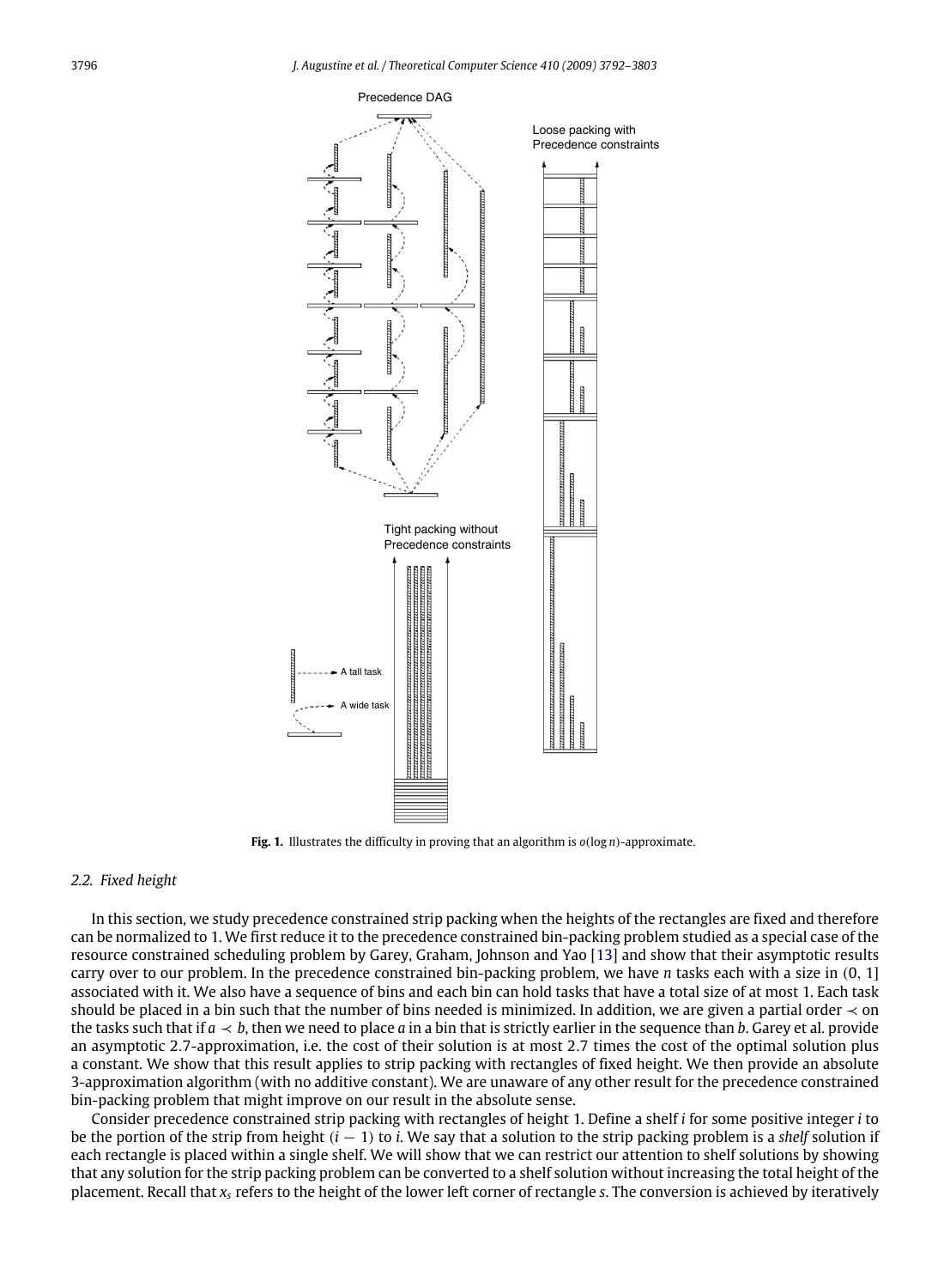Fig. 1. Illustrates the difficulty in proving that an algorithm is $o(\log n)$-approximate.

### 2.2. Fixed height

In this section, we study precedence constrained strip packing when the heights of the rectangles are fixed and therefore can be normalized to 1. We first reduce it to the precedence constrained bin-packing problem studied as a special case of the resource constrained scheduling problem by Garey, Graham, Johnson and Yao [13] and show that their asymptotic results carry over to our problem. In the precedence constrained bin-packing problem, we have $n$ tasks each with a size in $(0, 1]$ associated with it. We also have a sequence of bins and each bin can hold tasks that have a total size of at most 1. Each task should be placed in a bin such that the number of bins needed is minimized. In addition, we are given a partial order $\prec$ on the tasks such that if $a \prec b$, then we need to place $a$ in a bin that is strictly earlier in the sequence than $b$. Garey et al. provide an asymptotic 2.7-approximation, i.e. the cost of their solution is at most 2.7 times the cost of the optimal solution plus a constant. We show that this result applies to strip packing with rectangles of fixed height. We then provide an absolute 3-approximation algorithm (with no additive constant). We are unaware of any other result for the precedence constrained bin-packing problem that might improve on our result in the absolute sense.

Consider precedence constrained strip packing with rectangles of height 1. Define a shelf $i$ for some positive integer $i$ to be the portion of the strip from height $(i - 1)$ to $i$. We say that a solution to the strip packing problem is a *shelf* solution if each rectangle is placed within a single shelf. We will show that we can restrict our attention to shelf solutions by showing that any solution for the strip packing problem can be converted to a shelf solution without increasing the total height of the placement. Recall that $x_s$ refers to the height of the lower left corner of rectangle $s$. The conversion is achieved by iteratively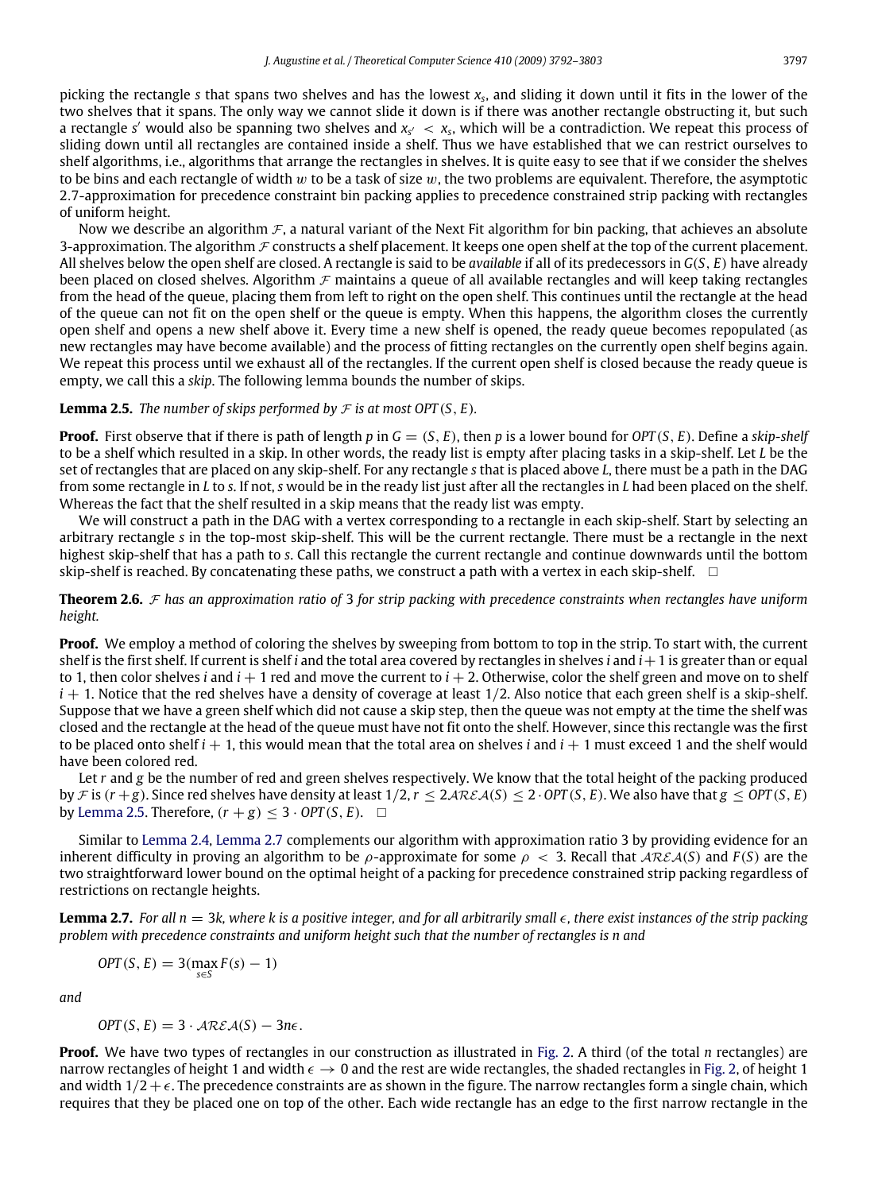picking the rectangle $s$ that spans two shelves and has the lowest $x_s$, and sliding it down until it fits in the lower of the two shelves that it spans. The only way we cannot slide it down is if there was another rectangle obstructing it, but such a rectangle $s'$ would also be spanning two shelves and $x_{s'} < x_s$, which will be a contradiction. We repeat this process of sliding down until all rectangles are contained inside a shelf. Thus we have established that we can restrict ourselves to shelf algorithms, i.e., algorithms that arrange the rectangles in shelves. It is quite easy to see that if we consider the shelves to be bins and each rectangle of width $w$ to be a task of size $w$, the two problems are equivalent. Therefore, the asymptotic 2.7-approximation for precedence constraint bin packing applies to precedence constrained strip packing with rectangles of uniform height.

Now we describe an algorithm $\mathcal{F}$, a natural variant of the Next Fit algorithm for bin packing, that achieves an absolute 3-approximation. The algorithm $\mathcal{F}$ constructs a shelf placement. It keeps one open shelf at the top of the current placement. All shelves below the open shelf are closed. A rectangle is said to be *available* if all of its predecessors in $G(S, E)$ have already been placed on closed shelves. Algorithm $\mathcal{F}$ maintains a queue of all available rectangles and will keep taking rectangles from the head of the queue, placing them from left to right on the open shelf. This continues until the rectangle at the head of the queue can not fit on the open shelf or the queue is empty. When this happens, the algorithm closes the currently open shelf and opens a new shelf above it. Every time a new shelf is opened, the ready queue becomes repopulated (as new rectangles may have become available) and the process of fitting rectangles on the currently open shelf begins again. We repeat this process until we exhaust all of the rectangles. If the current open shelf is closed because the ready queue is empty, we call this a *skip*. The following lemma bounds the number of skips.

**Lemma 2.5.** *The number of skips performed by $\mathcal{F}$ is at most $OPT(S, E)$.*

**Proof.** First observe that if there is path of length $p$ in $G = (S, E)$, then $p$ is a lower bound for $OPT(S, E)$. Define a *skip-shelf* to be a skip shelf which resulted in a skip. In other words, the ready list is empty after placing tasks in a skip-shelf. Let $L$ be the set of rectangles that are placed on any skip-shelf. For any rectangle $s$ that is placed above $L$, there must be a path in the DAG from some rectangle in $L$ to $s$. If not, $s$ would be in the ready list just after all the rectangles in $L$ had been placed on the shelf. Whereas the fact that the shelf resulted in a skip means that the ready list was empty.

We will construct a path in the DAG with a vertex corresponding to a rectangle in each skip-shelf. Start by selecting an arbitrary rectangle $s$ in the top-most skip-shelf. This will be the current rectangle. There must be a rectangle in the next highest skip-shelf that has a path to $s$. Call this rectangle the current rectangle and continue downwards until the bottom skip-shelf is reached. By concatenating these paths, we construct a path with a vertex in each skip-shelf. $\square$

**Theorem 2.6.** *$\mathcal{F}$ has an approximation ratio of 3 for strip packing with precedence constraints when rectangles have uniform height.*

**Proof.** We employ a method of coloring the shelves by sweeping from bottom to top in the strip. To start with, the current shelf is the first shelf. If current is shelf $i$ and the total area covered by rectangles in shelves $i$ and $i+1$ is greater than or equal to 1, then color shelves $i$ and $i + 1$ red and move the current to $i + 2$. Otherwise, color the shelf green and move on to shelf $i + 1$. Notice that the red shelves have a density of coverage at least $1/2$. Also notice that each green shelf is a skip-shelf. Suppose that we have a green shelf which did not cause a skip step, then the queue was not empty at the time the shelf was closed and the rectangle at the head of the queue must have not fit onto the shelf. However, since this rectangle was the first to be placed onto shelf $i + 1$, this would mean that the total area on shelves $i$ and $i + 1$ must exceed 1 and the shelf would have been colored red.

Let $r$ and $g$ be the number of red and green shelves respectively. We know that the total height of the packing produced by $\mathcal{F}$ is $(r+g)$. Since red shelves have density at least $1/2$, $r \leq 2\mathcal{AREA}(S) \leq 2 \cdot OPT(S, E)$. We also have that $g \leq OPT(S, E)$ by Lemma 2.5. Therefore, $(r + g) \leq 3 \cdot OPT(S, E)$. $\square$

Similar to Lemma 2.4, Lemma 2.7 complements our algorithm with approximation ratio 3 by providing evidence for an inherent difficulty in proving an algorithm to be $\rho$-approximate for some $\rho < 3$. Recall that $\mathcal{AREA}(S)$ and $F(S)$ are the two straightforward lower bound on the optimal height of a packing for precedence constrained strip packing regardless of restrictions on rectangle heights.

**Lemma 2.7.** *For all $n = 3k$, where $k$ is a positive integer, and for all arbitrarily small $\epsilon$, there exist instances of the strip packing problem with precedence constraints and uniform height such that the number of rectangles is $n$ and*

$$OPT(S, E) = 3(\max_{s \in S} F(s) - 1)$$

*and*

$$OPT(S, E) = 3 \cdot \mathcal{AREA}(S) - 3n\epsilon.$$

**Proof.** We have two types of rectangles in our construction as illustrated in Fig. 2. A third (of the total $n$ rectangles) are narrow rectangles of height 1 and width $\epsilon \to 0$ and the rest are wide rectangles, the shaded rectangles in Fig. 2, of height 1 and width $1/2 + \epsilon$. The precedence constraints are as shown in the figure. The narrow rectangles form a single chain, which requires that they be placed one on top of the other. Each wide rectangle has an edge to the first narrow rectangle in the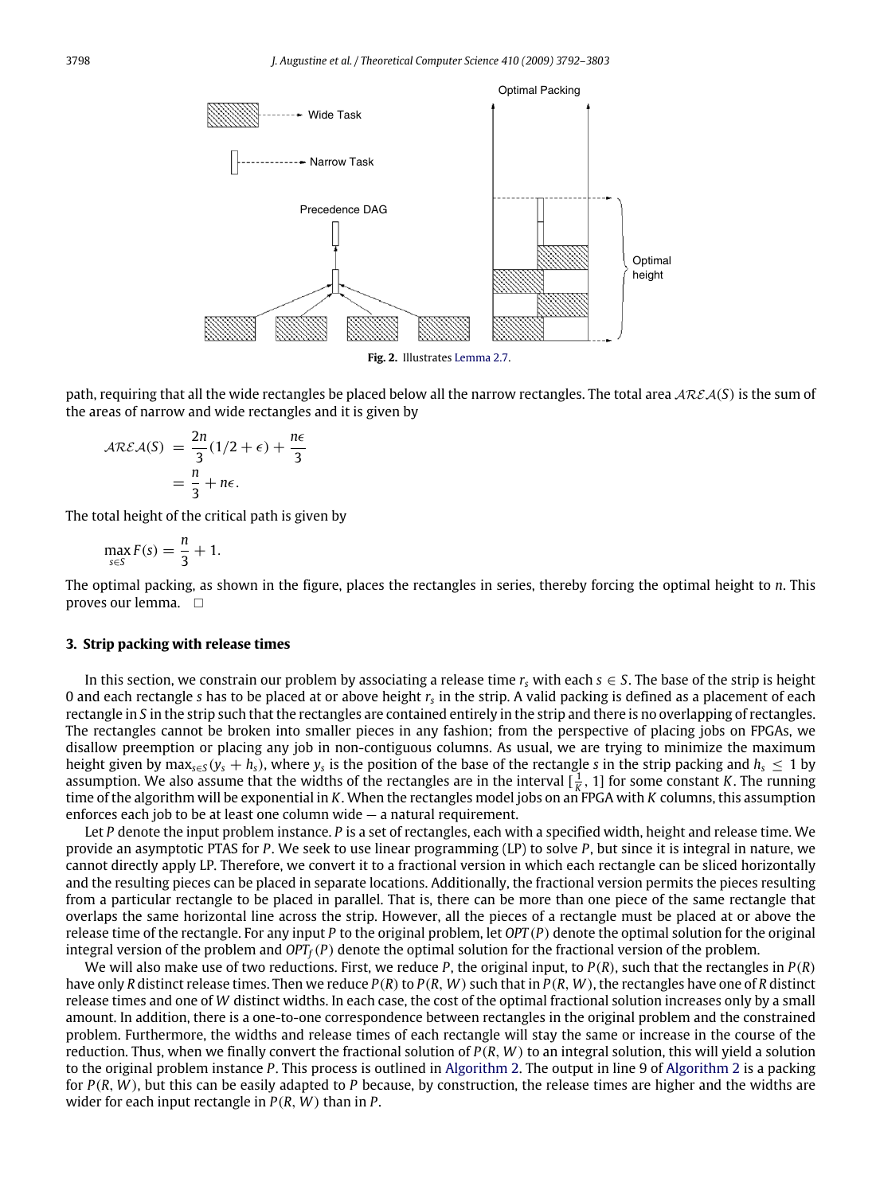**Fig. 2.** Illustrates Lemma 2.7.

path, requiring that all the wide rectangles be placed below all the narrow rectangles. The total area $\mathcal{AREA}(S)$ is the sum of the areas of narrow and wide rectangles and it is given by

$$\begin{aligned}\mathcal{AREA}(S) &= \frac{2n}{3}(1/2+\epsilon)+\frac{n\epsilon}{3}\\ &= \frac{n}{3}+n\epsilon.\end{aligned}$$

The total height of the critical path is given by

$$\max_{s\in S} F(s) = \frac{n}{3}+1.$$

The optimal packing, as shown in the figure, places the rectangles in series, thereby forcing the optimal height to $n$. This proves our lemma. □

## 3. Strip packing with release times

In this section, we constrain our problem by associating a release time $r_s$ with each $s \in S$. The base of the strip is height 0 and each rectangle $s$ has to be placed at or above height $r_s$ in the strip. A valid packing is defined as a placement of each rectangle in $S$ in the strip such that the rectangles are contained entirely in the strip and there is no overlapping of rectangles. The rectangles cannot be broken into smaller pieces in any fashion; from the perspective of placing jobs on FPGAs, we disallow preemption or placing any job in non-contiguous columns. As usual, we are trying to minimize the maximum height given by $\max_{s\in S}(y_s + h_s)$, where $y_s$ is the position of the base of the rectangle $s$ in the strip packing and $h_s \leq 1$ by assumption. We also assume that the widths of the rectangles are in the interval $[\frac{1}{K}, 1]$ for some constant $K$. The running time of the algorithm will be exponential in $K$. When the rectangles model jobs on an FPGA with $K$ columns, this assumption enforces each job to be at least one column wide — a natural requirement.

Let $P$ denote the input problem instance. $P$ is a set of rectangles, each with a specified width, height and release time. We provide an asymptotic PTAS for $P$. We seek to use linear programming (LP) to solve $P$, but since it is integral in nature, we cannot directly apply LP. Therefore, we convert it to a fractional version in which each rectangle can be sliced horizontally and the resulting pieces can be placed in separate locations. Additionally, the fractional version permits the pieces resulting from a particular rectangle to be placed in parallel. That is, there can be more than one piece of the same rectangle that overlaps the same horizontal line across the strip. However, all the pieces of a rectangle must be placed at or above the release time of the rectangle. For any input $P$ to the original problem, let $OPT(P)$ denote the optimal solution for the original integral version of the problem and $OPT_f(P)$ denote the optimal solution for the fractional version of the problem.

We will also make use of two reductions. First, we reduce $P$, the original input, to $P(R)$, such that the rectangles in $P(R)$ have only $R$ distinct release times. Then we reduce $P(R)$ to $P(R, W)$ such that in $P(R, W)$, the rectangles have one of $R$ distinct release times and one of $W$ distinct widths. In each case, the cost of the optimal fractional solution increases only by a small amount. In addition, there is a one-to-one correspondence between rectangles in the original problem and the constrained problem. Furthermore, the widths and release times of each rectangle will stay the same or increase in the course of the reduction. Thus, when we finally convert the fractional solution of $P(R, W)$ to an integral solution, this will yield a solution to the original problem instance $P$. This process is outlined in Algorithm 2. The output in line 9 of Algorithm 2 is a packing for $P(R, W)$, but this can be easily adapted to $P$ because, by construction, the release times are higher and the widths are wider for each input rectangle in $P(R, W)$ than in $P$.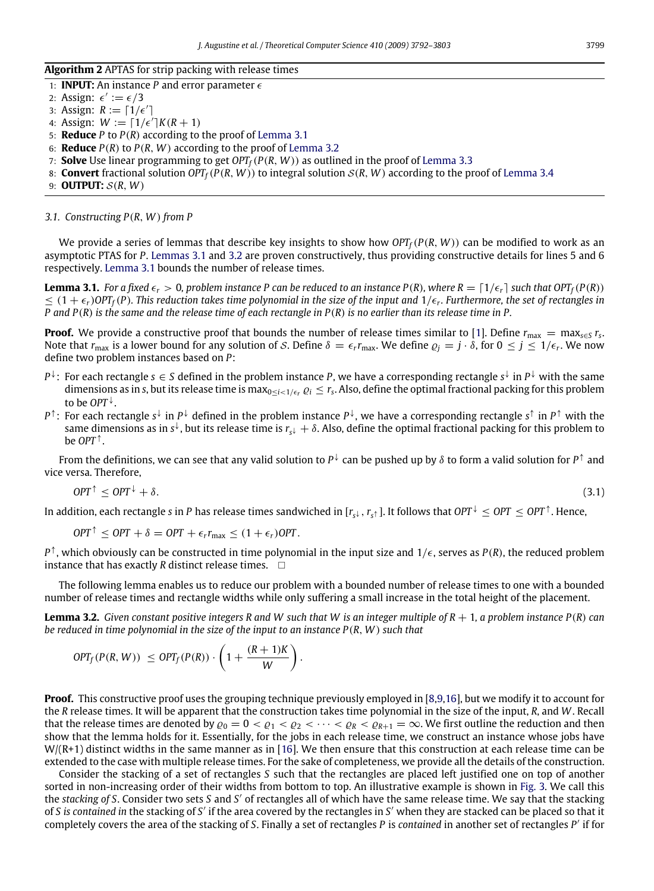**Algorithm 2** APTAS for strip packing with release times

1: **INPUT:** An instance $P$ and error parameter $\epsilon$
2: Assign: $\epsilon' := \epsilon/3$
3: Assign: $R := \lceil 1/\epsilon' \rceil$
4: Assign: $W := \lceil 1/\epsilon' \rceil K(R+1)$
5: **Reduce** $P$ to $P(R)$ according to the proof of Lemma 3.1
6: **Reduce** $P(R)$ to $P(R, W)$ according to the proof of Lemma 3.2
7: **Solve** Use linear programming to get $OPT_f(P(R, W))$ as outlined in the proof of Lemma 3.3
8: **Convert** fractional solution $OPT_f(P(R, W))$ to integral solution $\mathcal{S}(R, W)$ according to the proof of Lemma 3.4
9: **OUTPUT:** $\mathcal{S}(R, W)$

### 3.1. Constructing $P(R, W)$ from $P$

We provide a series of lemmas that describe key insights to show how $OPT_f(P(R, W))$ can be modified to work as an asymptotic PTAS for $P$. Lemmas 3.1 and 3.2 are proven constructively, thus providing constructive details for lines 5 and 6 respectively. Lemma 3.1 bounds the number of release times.

**Lemma 3.1.** *For a fixed $\epsilon_r > 0$, problem instance $P$ can be reduced to an instance $P(R)$, where $R = \lceil 1/\epsilon_r \rceil$ such that $OPT_f(P(R)) \leq (1 + \epsilon_r)OPT_f(P)$. This reduction takes time polynomial in the size of the input and $1/\epsilon_r$. Furthermore, the set of rectangles in $P$ and $P(R)$ is the same and the release time of each rectangle in $P(R)$ is no earlier than its release time in $P$.*

**Proof.** We provide a constructive proof that bounds the number of release times similar to [1]. Define $r_{\max} = \max_{s \in S} r_s$. Note that $r_{\max}$ is a lower bound for any solution of $\mathcal{S}$. Define $\delta = \epsilon_r r_{\max}$. We define $\varrho_j = j \cdot \delta$, for $0 \leq j \leq 1/\epsilon_r$. We now define two problem instances based on $P$:

- $P^{\downarrow}$: For each rectangle $s \in S$ defined in the problem instance $P$, we have a corresponding rectangle $s^{\downarrow}$ in $P^{\downarrow}$ with the same dimensions as in $s$, but its release time is $\max_{0 \leq i < 1/\epsilon_r} \varrho_i \leq r_s$. Also, define the optimal fractional packing for this problem to be $OPT^{\downarrow}$.
- $P^{\uparrow}$: For each rectangle $s^{\downarrow}$ in $P^{\downarrow}$ defined in the problem instance $P^{\downarrow}$, we have a corresponding rectangle $s^{\uparrow}$ in $P^{\uparrow}$ with the same dimensions as in $s^{\downarrow}$, but its release time is $r_{s^{\downarrow}} + \delta$. Also, define the optimal fractional packing for this problem to be $OPT^{\uparrow}$.

From the definitions, we can see that any valid solution to $P^{\downarrow}$ can be pushed up by $\delta$ to form a valid solution for $P^{\uparrow}$ and vice versa. Therefore,

$$OPT^{\uparrow} \leq OPT^{\downarrow} + \delta. \tag{3.1}$$

In addition, each rectangle $s$ in $P$ has release times sandwiched in $[r_{s^{\downarrow}}, r_{s^{\uparrow}}]$. It follows that $OPT^{\downarrow} \leq OPT \leq OPT^{\uparrow}$. Hence,

$$OPT^{\uparrow} \leq OPT + \delta = OPT + \epsilon_r r_{\max} \leq (1 + \epsilon_r)OPT.$$

$P^{\uparrow}$, which obviously can be constructed in time polynomial in the input size and $1/\epsilon$, serves as $P(R)$, the reduced problem instance that has exactly $R$ distinct release times. $\square$

The following lemma enables us to reduce our problem with a bounded number of release times to one with a bounded number of release times and rectangle widths while only suffering a small increase in the total height of the placement.

**Lemma 3.2.** *Given constant positive integers $R$ and $W$ such that $W$ is an integer multiple of $R + 1$, a problem instance $P(R)$ can be reduced in time polynomial in the size of the input to an instance $P(R, W)$ such that*

$$OPT_f(P(R, W)) \leq OPT_f(P(R)) \cdot \left(1 + \frac{(R+1)K}{W}\right).$$

**Proof.** This constructive proof uses the grouping technique previously employed in [8,9,16], but we modify it to account for the $R$ release times. It will be apparent that the construction takes time polynomial in the size of the input, $R$, and $W$. Recall that the release times are denoted by $\varrho_0 = 0 < \varrho_1 < \varrho_2 < \cdots < \varrho_R < \varrho_{R+1} = \infty$. We first outline the reduction and then show that the lemma holds for it. Essentially, for the jobs in each release time, we construct an instance whose jobs have $W/(R+1)$ distinct widths in the same manner as in [16]. We then ensure that this construction at each release time can be extended to the case with multiple release times. For the sake of completeness, we provide all the details of the construction.

Consider the stacking of a set of rectangles $S$ such that the rectangles are placed left justified one on top of another sorted in non-increasing order of their widths from bottom to top. An illustrative example is shown in Fig. 3. We call this the *stacking of $S$*. Consider two sets $S$ and $S'$ of rectangles all of which have the same release time. We say that the stacking of $S$ *is contained in* the stacking of $S'$ if the area covered by the rectangles in $S'$ when they are stacked can be placed so that it completely covers the area of the stacking of $S$. Finally a set of rectangles $P$ is *contained* in another set of rectangles $P'$ if for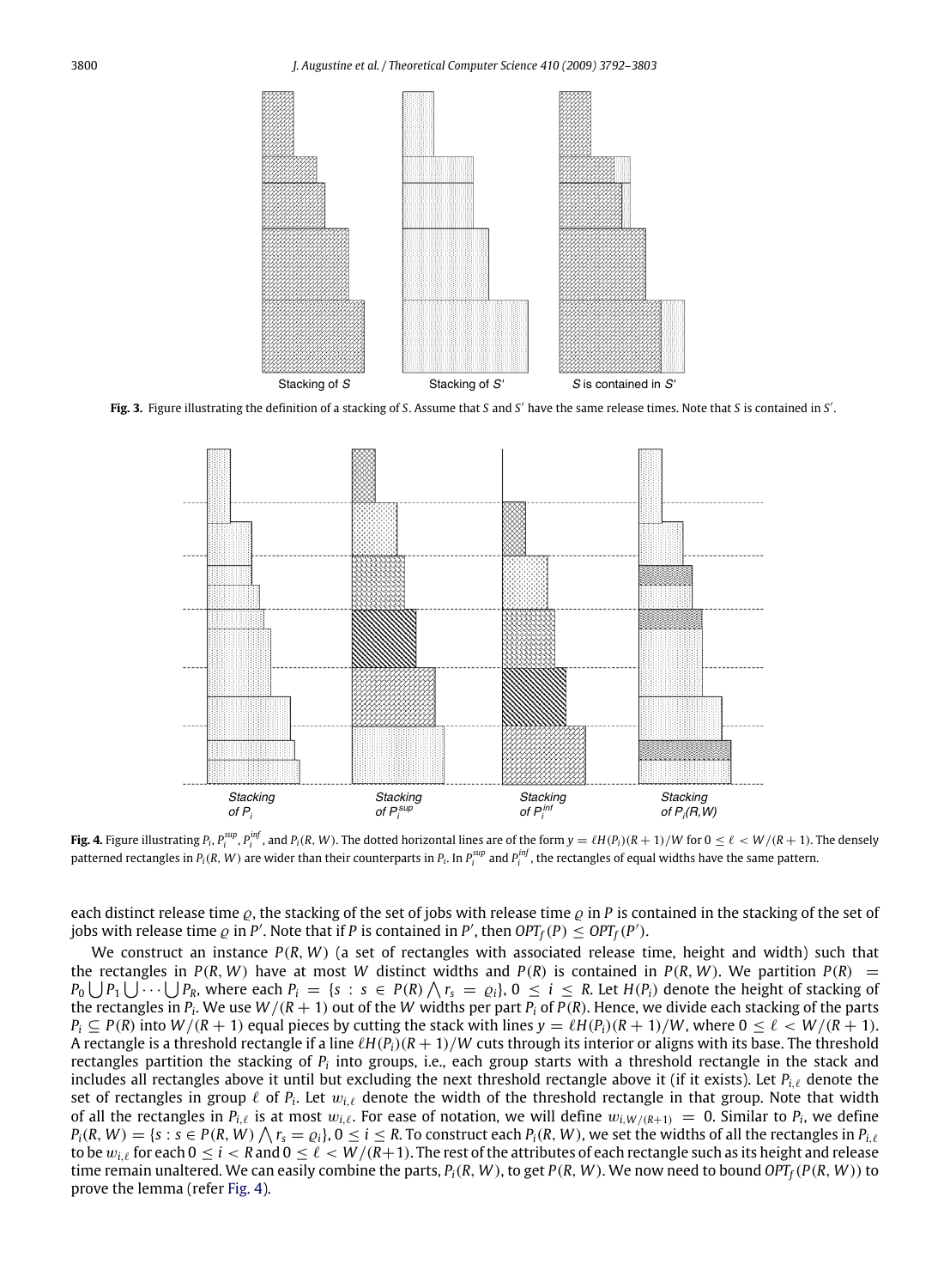Stacking of $S$ Stacking of $S'$ $S$ is contained in $S'$

**Fig. 3.** Figure illustrating the definition of a stacking of $S$. Assume that $S$ and $S'$ have the same release times. Note that $S$ is contained in $S'$.

Stacking of $P_i$ Stacking of $P_i^{sup}$ Stacking of $P_i^{inf}$ Stacking of $P_i(R,W)$

**Fig. 4.** Figure illustrating $P_i$, $P_i^{sup}$, $P_i^{inf}$, and $P_i(R, W)$. The dotted horizontal lines are of the form $y = \ell H(P_i)(R + 1)/W$ for $0 \le \ell < W/(R + 1)$. The densely patterned rectangles in $P_i(R, W)$ are wider than their counterparts in $P_i$. In $P_i^{sup}$ and $P_i^{inf}$, the rectangles of equal widths have the same pattern.

each distinct release time $\varrho$, the stacking of the set of jobs with release time $\varrho$ in $P$ is contained in the stacking of the set of jobs with release time $\varrho$ in $P'$. Note that if $P$ is contained in $P'$, then $OPT_f(P) \le OPT_f(P')$.

We construct an instance $P(R, W)$ (a set of rectangles with associated release time, height and width) such that the rectangles in $P(R, W)$ have at most $W$ distinct widths and $P(R)$ is contained in $P(R, W)$. We partition $P(R) = P_0 \bigcup P_1 \bigcup \cdots \bigcup P_R$, where each $P_i = \{s : s \in P(R) \bigwedge r_s = \varrho_i\}$, $0 \le i \le R$. Let $H(P_i)$ denote the height of stacking of the rectangles in $P_i$. We use $W/(R + 1)$ out of the $W$ widths per part $P_i$ of $P(R)$. Hence, we divide each stacking of the parts $P_i \subseteq P(R)$ into $W/(R + 1)$ equal pieces by cutting the stack with lines $y = \ell H(P_i)(R + 1)/W$, where $0 \le \ell < W/(R + 1)$. A rectangle is a threshold rectangle if a line $\ell H(P_i)(R + 1)/W$ cuts through its interior or aligns with its base. The threshold rectangles partition the stacking of $P_i$ into groups, i.e., each group starts with a threshold rectangle in the stack and includes all rectangles above it until but excluding the next threshold rectangle above it (if it exists). Let $P_{i,\ell}$ denote the set of rectangles in group $\ell$ of $P_i$. Let $w_{i,\ell}$ denote the width of the threshold rectangle in that group. Note that width of all the rectangles in $P_{i,\ell}$ is at most $w_{i,\ell}$. For ease of notation, we will define $w_{i,W/(R+1)} = 0$. Similar to $P_i$, we define $P_i(R, W) = \{s : s \in P(R, W) \bigwedge r_s = \varrho_i\}$, $0 \le i \le R$. To construct each $P_i(R, W)$, we set the widths of all the rectangles in $P_{i,\ell}$ to be $w_{i,\ell}$ for each $0 \le i < R$ and $0 \le \ell < W/(R+1)$. The rest of the attributes of each rectangle such as its height and release time remain unaltered. We can easily combine the parts, $P_i(R, W)$, to get $P(R, W)$. We now need to bound $OPT_f(P(R, W))$ to prove the lemma (refer Fig. 4).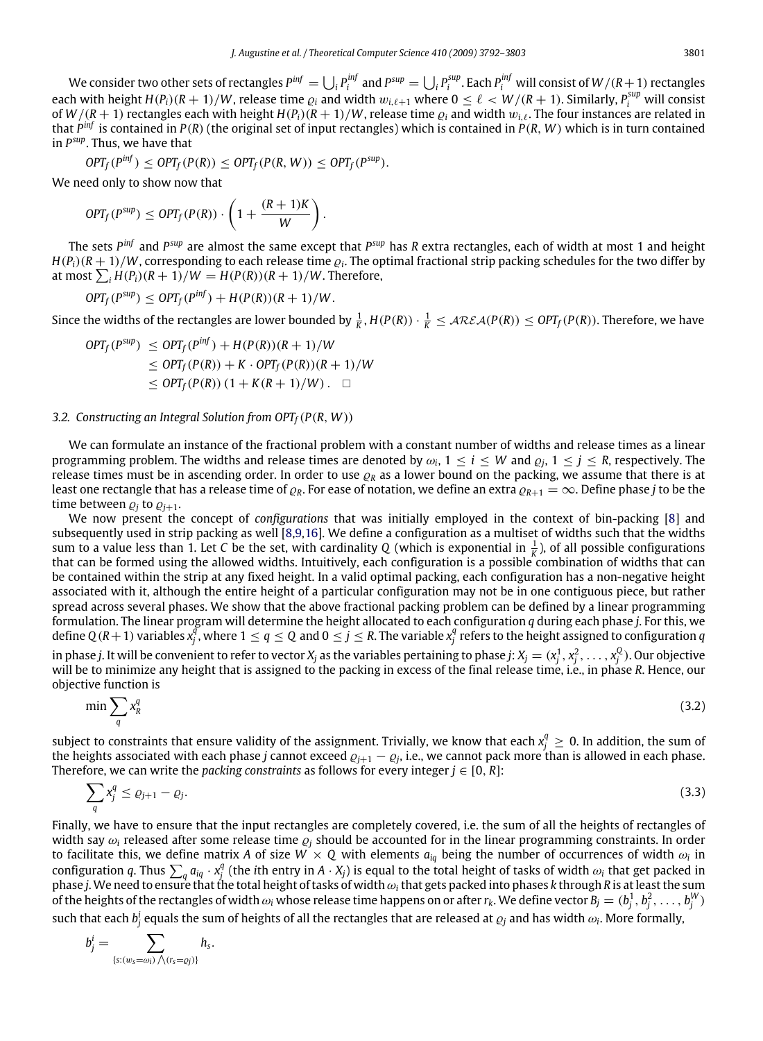We consider two other sets of rectangles $P^{inf} = \bigcup_i P_i^{inf}$ and $P^{sup} = \bigcup_i P_i^{sup}$. Each $P_i^{inf}$ will consist of $W/(R+1)$ rectangles each with height $H(P_i)(R+1)/W$, release time $\varrho_i$ and width $w_{i,\ell+1}$ where $0 \le \ell < W/(R+1)$. Similarly, $P_i^{sup}$ will consist of $W/(R+1)$ rectangles each with height $H(P_i)(R+1)/W$, release time $\varrho_i$ and width $w_{i,\ell}$. The four instances are related in that $P^{inf}$ is contained in $P(R)$ (the original set of input rectangles) which is contained in $P(R, W)$ which is in turn contained in $P^{sup}$. Thus, we have that

$$OPT_f(P^{inf}) \le OPT_f(P(R)) \le OPT_f(P(R, W)) \le OPT_f(P^{sup}).$$

We need only to show now that

$$OPT_f(P^{sup}) \le OPT_f(P(R)) \cdot \left(1 + \frac{(R+1)K}{W}\right).$$

The sets $P^{inf}$ and $P^{sup}$ are almost the same except that $P^{sup}$ has $R$ extra rectangles, each of width at most 1 and height $H(P_i)(R+1)/W$, corresponding to each release time $\varrho_i$. The optimal fractional strip packing schedules for the two differ by at most $\sum_i H(P_i)(R+1)/W = H(P(R))(R+1)/W$. Therefore,

$$OPT_f(P^{sup}) \le OPT_f(P^{inf}) + H(P(R))(R+1)/W.$$

Since the widths of the rectangles are lower bounded by $\frac{1}{K}$, $H(P(R)) \cdot \frac{1}{K} \le \mathcal{AREA}(P(R)) \le OPT_f(P(R))$. Therefore, we have

$$\begin{aligned}
OPT_f(P^{sup}) &\le OPT_f(P^{inf}) + H(P(R))(R+1)/W \\
&\le OPT_f(P(R)) + K \cdot OPT_f(P(R))(R+1)/W \\
&\le OPT_f(P(R))\,(1 + K(R+1)/W). \quad \square
\end{aligned}$$

### 3.2. Constructing an Integral Solution from $OPT_f(P(R, W))$

We can formulate an instance of the fractional problem with a constant number of widths and release times as a linear programming problem. The widths and release times are denoted by $\omega_i$, $1 \le i \le W$ and $\varrho_j$, $1 \le j \le R$, respectively. The release times must be in ascending order. In order to use $\varrho_R$ as a lower bound on the packing, we assume that there is at least one rectangle that has a release time of $\varrho_R$. For ease of notation, we define an extra $\varrho_{R+1} = \infty$. Define phase $j$ to be the time between $\varrho_j$ to $\varrho_{j+1}$.

We now present the concept of *configurations* that was initially employed in the context of bin-packing [8] and subsequently used in strip packing as well [8,9,16]. We define a configuration as a multiset of widths such that the widths sum to a value less than 1. Let $C$ be the set, with cardinality $Q$ (which is exponential in $\frac{1}{K}$), of all possible configurations that can be formed using the allowed widths. Intuitively, each configuration is a possible combination of widths that can be contained within the strip at any fixed height. In a valid optimal packing, each configuration has a non-negative height associated with it, although the entire height of a particular configuration may not be in one contiguous piece, but rather spread across several phases. We show that the above fractional packing problem can be defined by a linear programming formulation. The linear program will determine the height allocated to each configuration $q$ during each phase $j$. For this, we define $Q(R+1)$ variables $x_j^q$, where $1 \le q \le Q$ and $0 \le j \le R$. The variable $x_j^q$ refers to the height assigned to configuration $q$ in phase $j$. It will be convenient to refer to vector $X_j$ as the variables pertaining to phase $j$: $X_j = (x_j^1, x_j^2, \ldots, x_j^Q)$. Our objective will be to minimize any height that is assigned to the packing in excess of the final release time, i.e., in phase $R$. Hence, our objective function is

$$\min \sum_q x_R^q \tag{3.2}$$

subject to constraints that ensure validity of the assignment. Trivially, we know that each $x_j^q \ge 0$. In addition, the sum of the heights associated with each phase $j$ cannot exceed $\varrho_{j+1} - \varrho_j$, i.e., we cannot pack more than is allowed in each phase. Therefore, we can write the *packing constraints* as follows for every integer $j \in [0, R]$:

$$\sum_q x_j^q \le \varrho_{j+1} - \varrho_j. \tag{3.3}$$

Finally, we have to ensure that the input rectangles are completely covered, i.e. the sum of all the heights of rectangles of width $\omega_i$ released after some release time $\varrho_j$ should be accounted for in the linear programming constraints. In order to facilitate this, we define matrix $A$ of size $W \times Q$ with elements $a_{iq}$ being the number of occurrences of width $\omega_i$ in configuration $q$. Thus $\sum_q a_{iq} \cdot x_j^q$ (the $i$th entry in $A \cdot X_j$) is equal to the total height of tasks of width $\omega_i$ that get packed in phase $j$. We need to ensure that the total height of tasks of width $\omega_i$ that gets packed into phases $k$ through $R$ is at least the sum of the heights of the rectangles of width $\omega_i$ whose release time happens on or after $r_k$. We define vector $B_j = (b_j^1, b_j^2, \ldots, b_j^W)$ such that each $b_j^i$ equals the sum of heights of all the rectangles that are released at $\varrho_j$ and has width $\omega_i$. More formally,

$$b_j^i = \sum_{\{s:(w_s=\omega_i)\bigwedge(r_s=\varrho_j)\}} h_s.$$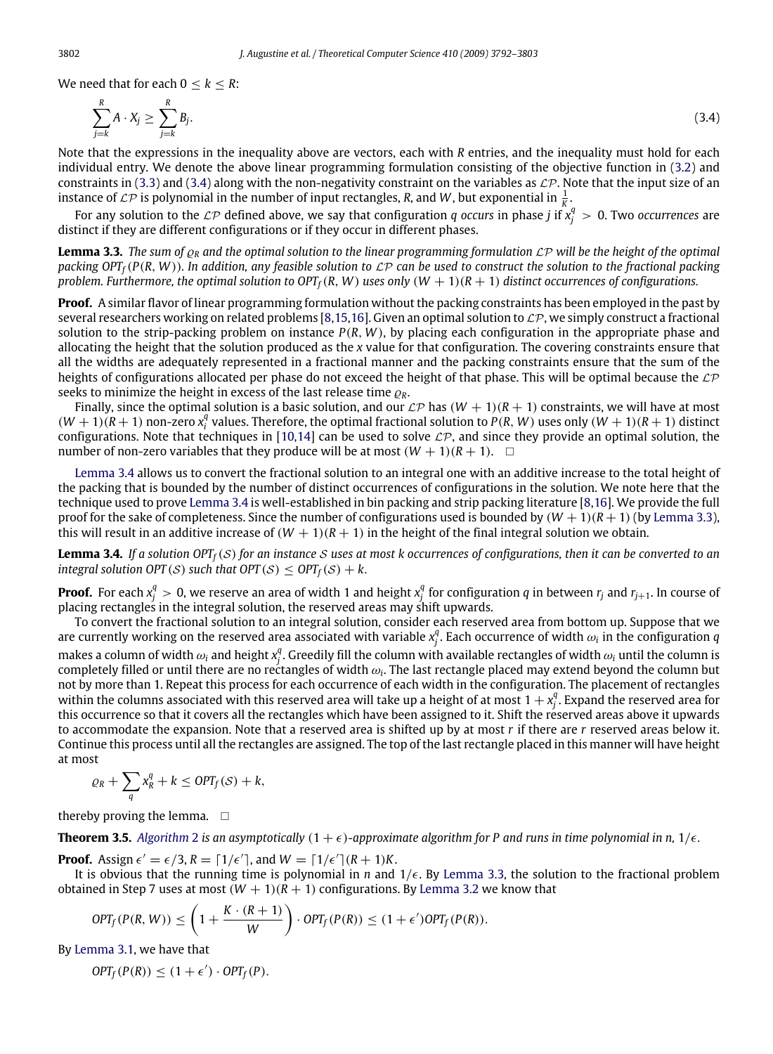We need that for each $0 \leq k \leq R$:

$$\sum_{j=k}^{R} A \cdot X_j \geq \sum_{j=k}^{R} B_j. \tag{3.4}$$

Note that the expressions in the inequality above are vectors, each with $R$ entries, and the inequality must hold for each individual entry. We denote the above linear programming formulation consisting of the objective function in (3.2) and constraints in (3.3) and (3.4) along with the non-negativity constraint on the variables as $\mathcal{LP}$. Note that the input size of an instance of $\mathcal{LP}$ is polynomial in the number of input rectangles, $R$, and $W$, but exponential in $\frac{1}{K}$.

For any solution to the $\mathcal{LP}$ defined above, we say that configuration $q$ *occurs* in phase $j$ if $x_j^q > 0$. Two *occurrences* are distinct if they are different configurations or if they occur in different phases.

**Lemma 3.3.** *The sum of $\varrho_R$ and the optimal solution to the linear programming formulation $\mathcal{LP}$ will be the height of the optimal packing $OPT_f(P(R, W))$. In addition, any feasible solution to $\mathcal{LP}$ can be used to construct the solution to the fractional packing problem. Furthermore, the optimal solution to $OPT_f(R, W)$ uses only $(W + 1)(R + 1)$ distinct occurrences of configurations.*

**Proof.** A similar flavor of linear programming formulation without the packing constraints has been employed in the past by several researchers working on related problems [8,15,16]. Given an optimal solution to $\mathcal{LP}$, we simply construct a fractional solution to the strip-packing problem on instance $P(R, W)$, by placing each configuration in the appropriate phase and allocating the height that the solution produced as the $x$ value for that configuration. The covering constraints ensure that all the widths are adequately represented in a fractional manner and the packing constraints ensure that the sum of the heights of configurations allocated per phase do not exceed the height of that phase. This will be optimal because the $\mathcal{LP}$ seeks to minimize the height in excess of the last release time $\varrho_R$.

Finally, since the optimal solution is a basic solution, and our $\mathcal{LP}$ has $(W + 1)(R + 1)$ constraints, we will have at most $(W + 1)(R + 1)$ non-zero $x_i^q$ values. Therefore, the optimal fractional solution to $P(R, W)$ uses only $(W + 1)(R + 1)$ distinct configurations. Note that techniques in [10,14] can be used to solve $\mathcal{LP}$, and since they provide an optimal solution, the number of non-zero variables that they produce will be at most $(W + 1)(R + 1)$. $\square$

Lemma 3.4 allows us to convert the fractional solution to an integral one with an additive increase to the total height of the packing that is bounded by the number of distinct occurrences of configurations in the solution. We note here that the technique used to prove Lemma 3.4 is well-established in bin packing and strip packing literature [8,16]. We provide the full proof for the sake of completeness. Since the number of configurations used is bounded by $(W + 1)(R + 1)$ (by Lemma 3.3), this will result in an additive increase of $(W + 1)(R + 1)$ in the height of the final integral solution we obtain.

**Lemma 3.4.** *If a solution $OPT_f(\mathcal{S})$ for an instance $\mathcal{S}$ uses at most $k$ occurrences of configurations, then it can be converted to an integral solution $OPT(\mathcal{S})$ such that $OPT(\mathcal{S}) \leq OPT_f(\mathcal{S}) + k$.*

**Proof.** For each $x_j^q > 0$, we reserve an area of width 1 and height $x_j^q$ for configuration $q$ in between $r_j$ and $r_{j+1}$. In course of placing rectangles in the integral solution, the reserved areas may shift upwards.

To convert the fractional solution to an integral solution, consider each reserved area from bottom up. Suppose that we are currently working on the reserved area associated with variable $x_j^q$. Each occurrence of width $\omega_i$ in the configuration $q$ makes a column of width $\omega_i$ and height $x_j^q$. Greedily fill the column with available rectangles of width $\omega_i$ until the column is completely filled or until there are no rectangles of width $\omega_i$. The last rectangle placed may extend beyond the column but not by more than 1. Repeat this process for each occurrence of each width in the configuration. The placement of rectangles within the columns associated with this reserved area will take up a height of at most $1 + x_j^q$. Expand the reserved area for this occurrence so that it covers all the rectangles which have been assigned to it. Shift the reserved areas above it upwards to accommodate the expansion. Note that a reserved area is shifted up by at most $r$ if there are $r$ reserved areas below it. Continue this process until all the rectangles are assigned. The top of the last rectangle placed in this manner will have height at most

$$\varrho_R + \sum_q x_R^q + k \leq OPT_f(\mathcal{S}) + k,$$

thereby proving the lemma. $\square$

**Theorem 3.5.** *Algorithm 2 is an asymptotically $(1 + \epsilon)$-approximate algorithm for $P$ and runs in time polynomial in $n$, $1/\epsilon$.*

**Proof.** Assign $\epsilon' = \epsilon/3$, $R = \lceil 1/\epsilon' \rceil$, and $W = \lceil 1/\epsilon' \rceil (R + 1)K$.

It is obvious that the running time is polynomial in $n$ and $1/\epsilon$. By Lemma 3.3, the solution to the fractional problem obtained in Step 7 uses at most $(W + 1)(R + 1)$ configurations. By Lemma 3.2 we know that

$$OPT_f(P(R, W)) \leq \left(1 + \frac{K \cdot (R + 1)}{W}\right) \cdot OPT_f(P(R)) \leq (1 + \epsilon')OPT_f(P(R)).$$

By Lemma 3.1, we have that

$$OPT_f(P(R)) \leq (1 + \epsilon') \cdot OPT_f(P).$$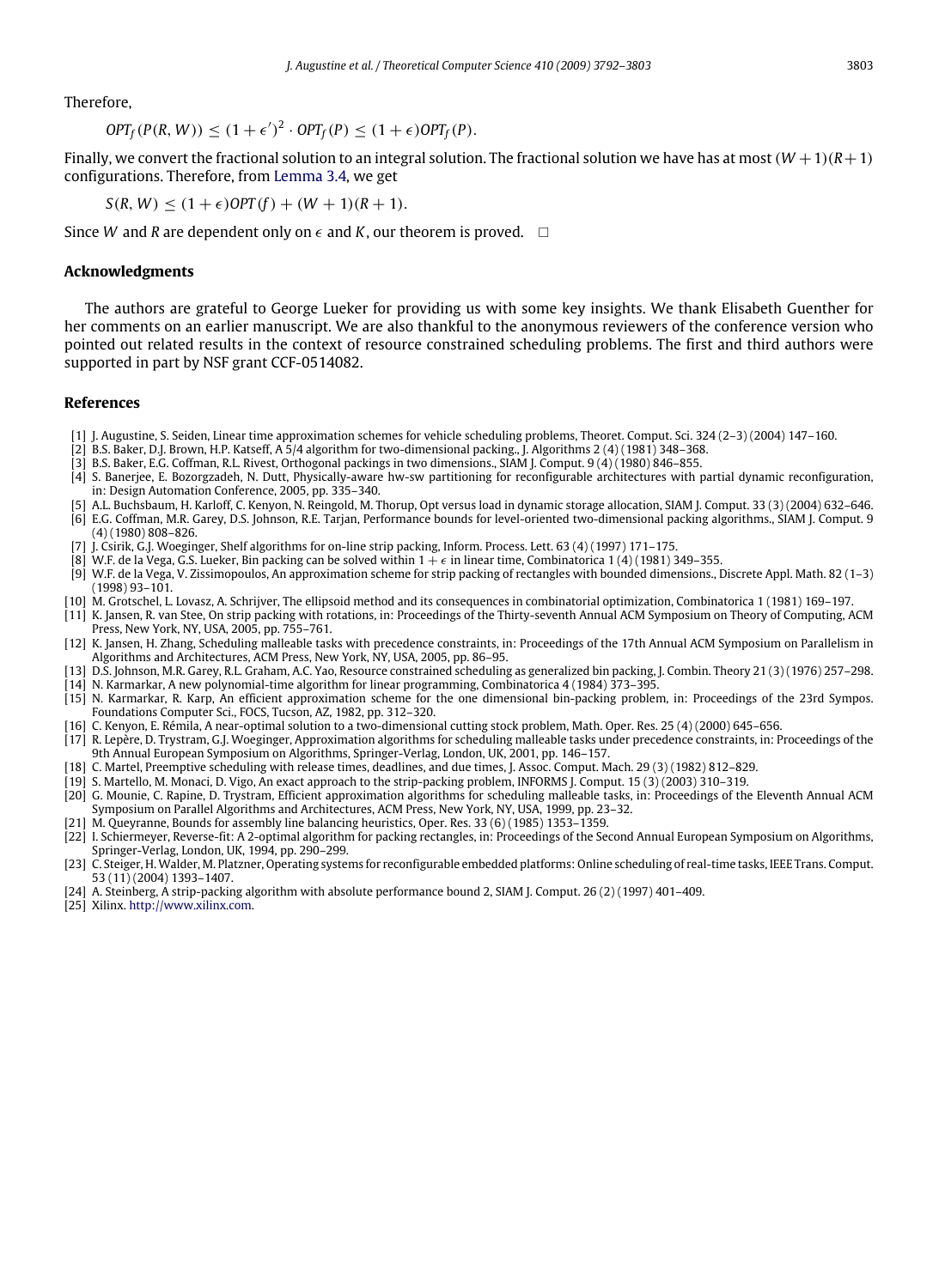Therefore,

$$OPT_f(P(R, W)) \leq (1 + \epsilon')^2 \cdot OPT_f(P) \leq (1 + \epsilon)OPT_f(P).$$

Finally, we convert the fractional solution to an integral solution. The fractional solution we have has at most $(W+1)(R+1)$ configurations. Therefore, from Lemma 3.4, we get

$$S(R, W) \leq (1 + \epsilon)OPT(f) + (W + 1)(R + 1).$$

Since $W$ and $R$ are dependent only on $\epsilon$ and $K$, our theorem is proved. □

## Acknowledgments

The authors are grateful to George Lueker for providing us with some key insights. We thank Elisabeth Guenther for her comments on an earlier manuscript. We are also thankful to the anonymous reviewers of the conference version who pointed out related results in the context of resource constrained scheduling problems. The first and third authors were supported in part by NSF grant CCF-0514082.

## References

[1] J. Augustine, S. Seiden, Linear time approximation schemes for vehicle scheduling problems, Theoret. Comput. Sci. 324 (2–3) (2004) 147–160.
[2] B.S. Baker, D.J. Brown, H.P. Katseff, A 5/4 algorithm for two-dimensional packing., J. Algorithms 2 (4) (1981) 348–368.
[3] B.S. Baker, E.G. Coffman, R.L. Rivest, Orthogonal packings in two dimensions., SIAM J. Comput. 9 (4) (1980) 846–855.
[4] S. Banerjee, E. Bozorgzadeh, N. Dutt, Physically-aware hw-sw partitioning for reconfigurable architectures with partial dynamic reconfiguration, in: Design Automation Conference, 2005, pp. 335–340.
[5] A.L. Buchsbaum, H. Karloff, C. Kenyon, N. Reingold, M. Thorup, Opt versus load in dynamic storage allocation, SIAM J. Comput. 33 (3) (2004) 632–646.
[6] E.G. Coffman, M.R. Garey, D.S. Johnson, R.E. Tarjan, Performance bounds for level-oriented two-dimensional packing algorithms., SIAM J. Comput. 9 (4) (1980) 808–826.
[7] J. Csirik, G.J. Woeginger, Shelf algorithms for on-line strip packing, Inform. Process. Lett. 63 (4) (1997) 171–175.
[8] W.F. de la Vega, G.S. Lueker, Bin packing can be solved within $1 + \epsilon$ in linear time, Combinatorica 1 (4) (1981) 349–355.
[9] W.F. de la Vega, V. Zissimopoulos, An approximation scheme for strip packing of rectangles with bounded dimensions., Discrete Appl. Math. 82 (1–3) (1998) 93–101.
[10] M. Grotschel, L. Lovasz, A. Schrijver, The ellipsoid method and its consequences in combinatorial optimization, Combinatorica 1 (1981) 169–197.
[11] K. Jansen, R. van Stee, On strip packing with rotations, in: Proceedings of the Thirty-seventh Annual ACM Symposium on Theory of Computing, ACM Press, New York, NY, USA, 2005, pp. 755–761.
[12] K. Jansen, H. Zhang, Scheduling malleable tasks with precedence constraints, in: Proceedings of the 17th Annual ACM Symposium on Parallelism in Algorithms and Architectures, ACM Press, New York, NY, USA, 2005, pp. 86–95.
[13] D.S. Johnson, M.R. Garey, R.L. Graham, A.C. Yao, Resource constrained scheduling as generalized bin packing, J. Combin. Theory 21 (3) (1976) 257–298.
[14] N. Karmarkar, A new polynomial-time algorithm for linear programming, Combinatorica 4 (1984) 373–395.
[15] N. Karmarkar, R. Karp, An efficient approximation scheme for the one dimensional bin-packing problem, in: Proceedings of the 23rd Sympos. Foundations Computer Sci., FOCS, Tucson, AZ, 1982, pp. 312–320.
[16] C. Kenyon, E. Rémila, A near-optimal solution to a two-dimensional cutting stock problem, Math. Oper. Res. 25 (4) (2000) 645–656.
[17] R. Lepère, D. Trystram, G.J. Woeginger, Approximation algorithms for scheduling malleable tasks under precedence constraints, in: Proceedings of the 9th Annual European Symposium on Algorithms, Springer-Verlag, London, UK, 2001, pp. 146–157.
[18] C. Martel, Preemptive scheduling with release times, deadlines, and due times, J. Assoc. Comput. Mach. 29 (3) (1982) 812–829.
[19] S. Martello, M. Monaci, D. Vigo, An exact approach to the strip-packing problem, INFORMS J. Comput. 15 (3) (2003) 310–319.
[20] G. Mounie, C. Rapine, D. Trystram, Efficient approximation algorithms for scheduling malleable tasks, in: Proceedings of the Eleventh Annual ACM Symposium on Parallel Algorithms and Architectures, ACM Press, New York, NY, USA, 1999, pp. 23–32.
[21] M. Queyranne, Bounds for assembly line balancing heuristics, Oper. Res. 33 (6) (1985) 1353–1359.
[22] I. Schiermeyer, Reverse-fit: A 2-optimal algorithm for packing rectangles, in: Proceedings of the Second Annual European Symposium on Algorithms, Springer-Verlag, London, UK, 1994, pp. 290–299.
[23] C. Steiger, H. Walder, M. Platzner, Operating systems for reconfigurable embedded platforms: Online scheduling of real-time tasks, IEEE Trans. Comput. 53 (11) (2004) 1393–1407.
[24] A. Steinberg, A strip-packing algorithm with absolute performance bound 2, SIAM J. Comput. 26 (2) (1997) 401–409.
[25] Xilinx. http://www.xilinx.com.